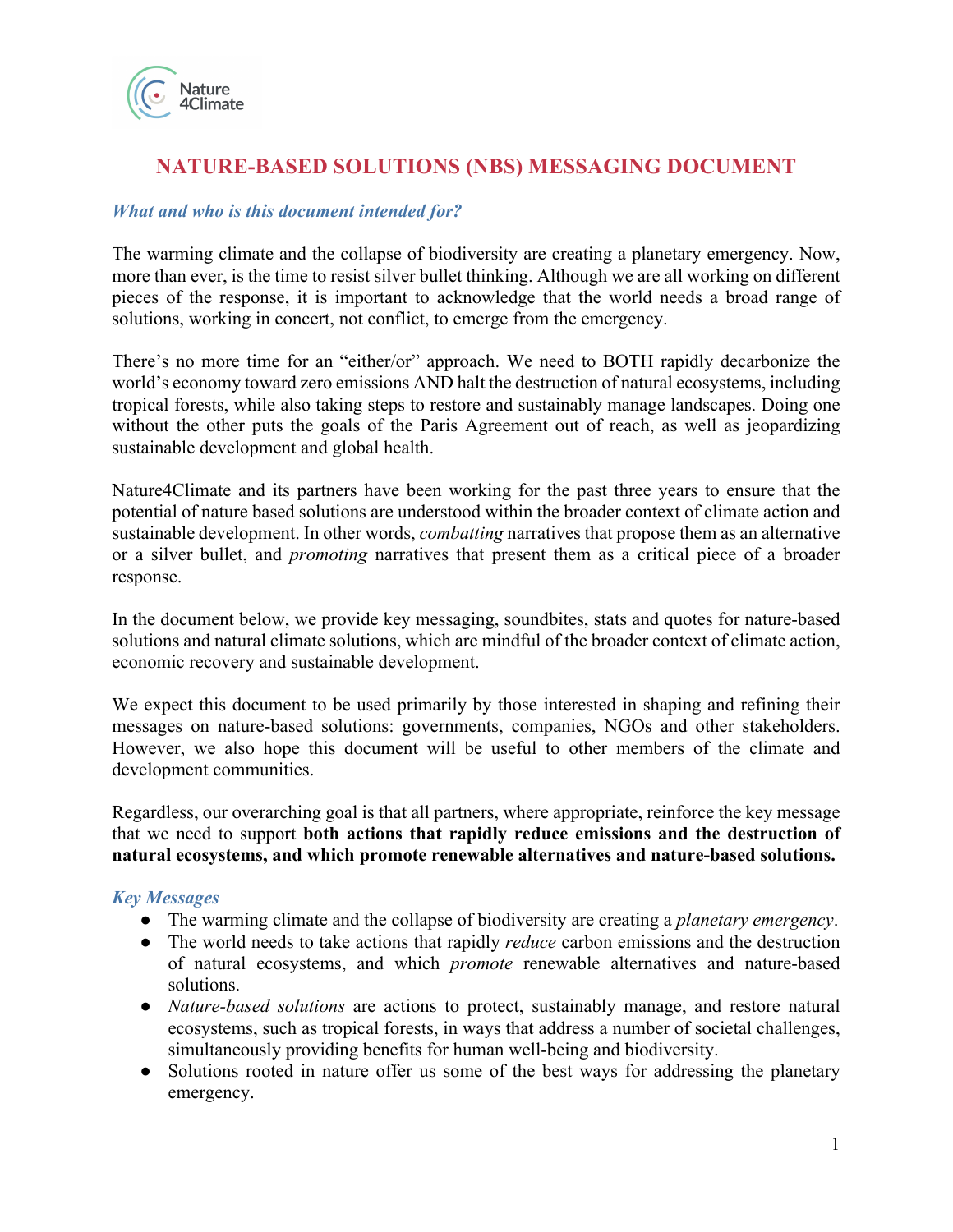# NATURE-BASED SOLUTIONS (NBS) MESSAGING DOCUMENT

### *What and who is this document intended for?*

The warming climate and the collapse of biodiversity are creating a planetary emergency. Now, more than ever, is the time to resist silver bullet thinking. Although we are all working on different pieces of the response, it is important to acknowledge that the world needs a broad range of solutions, working in concert, not conflict, to emerge from the emergency.

There's no more time for an "either/or" approach. We need to BOTH rapidly decarbonize the world's economy toward zero emissions AND halt the destruction of natural ecosystems, including tropical forests, while also taking steps to restore and sustainably manage landscapes. Doing one without the other puts the goals of the Paris Agreement out of reach, as well as jeopardizing sustainable development and global health.

Nature4Climate and its partners have been working for the past three years to ensure that the potential of nature based solutions are understood within the broader context of climate action and sustainable development. In other words, *combatting* narratives that propose them as an alternative or a silver bullet, and *promoting* narratives that present them as a critical piece of a broader response.

In the document below, we provide key messaging, soundbites, stats and quotes for nature-based solutions and natural climate solutions, which are mindful of the broader context of climate action, economic recovery and sustainable development.

We expect this document to be used primarily by those interested in shaping and refining their messages on nature-based solutions: governments, companies, NGOs and other stakeholders. However, we also hope this document will be useful to other members of the climate and development communities.

Regardless, our overarching goal is that all partners, where appropriate, reinforce the key message that we need to support **both actions that rapidly reduce emissions and the destruction of natural ecosystems, and which promote renewable alternatives and nature-based solutions.**

### *Key Messages*

- The warming climate and the collapse of biodiversity are creating a *planetary emergency*.
- The world needs to take actions that rapidly *reduce* carbon emissions and the destruction of natural ecosystems, and which *promote* renewable alternatives and nature-based solutions.
- *Nature-based solutions* are actions to protect, sustainably manage, and restore natural ecosystems, such as tropical forests, in ways that address a number of societal challenges, simultaneously providing benefits for human well-being and biodiversity.
- Solutions rooted in nature offer us some of the best ways for addressing the planetary emergency.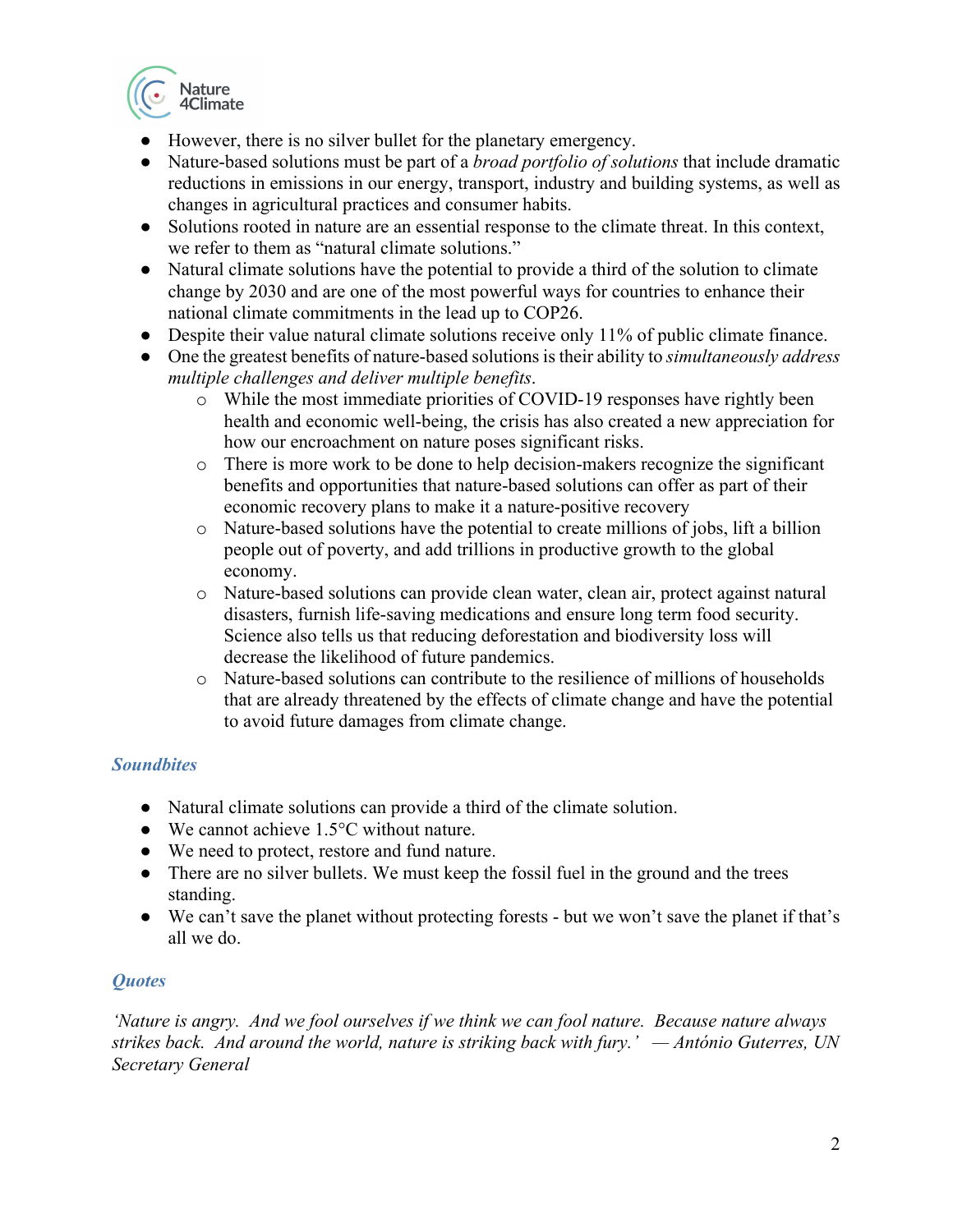- However, there is no silver bullet for the planetary emergency.
- Nature-based solutions must be part of a *broad portfolio of solutions* that include dramatic reductions in emissions in our energy, transport, industry and building systems, as well as changes in agricultural practices and consumer habits.
- Solutions rooted in nature are an essential response to the climate threat. In this context, we refer to them as "natural climate solutions."
- Natural climate solutions have the potential to provide a third of the solution to climate change by 2030 and are one of the most powerful ways for countries to enhance their national climate commitments in the lead up to COP26.
- Despite their value natural climate solutions receive only 11% of public climate finance.
- One the greatest benefits of nature-based solutions is their ability to *simultaneously address multiple challenges and deliver multiple benefits*.
  - While the most immediate priorities of COVID-19 responses have rightly been health and economic well-being, the crisis has also created a new appreciation for how our encroachment on nature poses significant risks.
  - There is more work to be done to help decision-makers recognize the significant benefits and opportunities that nature-based solutions can offer as part of their economic recovery plans to make it a nature-positive recovery
  - Nature-based solutions have the potential to create millions of jobs, lift a billion people out of poverty, and add trillions in productive growth to the global economy.
  - Nature-based solutions can provide clean water, clean air, protect against natural disasters, furnish life-saving medications and ensure long term food security. Science also tells us that reducing deforestation and biodiversity loss will decrease the likelihood of future pandemics.
  - Nature-based solutions can contribute to the resilience of millions of households that are already threatened by the effects of climate change and have the potential to avoid future damages from climate change.

### *Soundbites*

- Natural climate solutions can provide a third of the climate solution.
- We cannot achieve 1.5°C without nature.
- We need to protect, restore and fund nature.
- There are no silver bullets. We must keep the fossil fuel in the ground and the trees standing.
- We can't save the planet without protecting forests - but we won't save the planet if that's all we do.

### *Quotes*

*'Nature is angry. And we fool ourselves if we think we can fool nature. Because nature always strikes back. And around the world, nature is striking back with fury.' — António Guterres, UN Secretary General*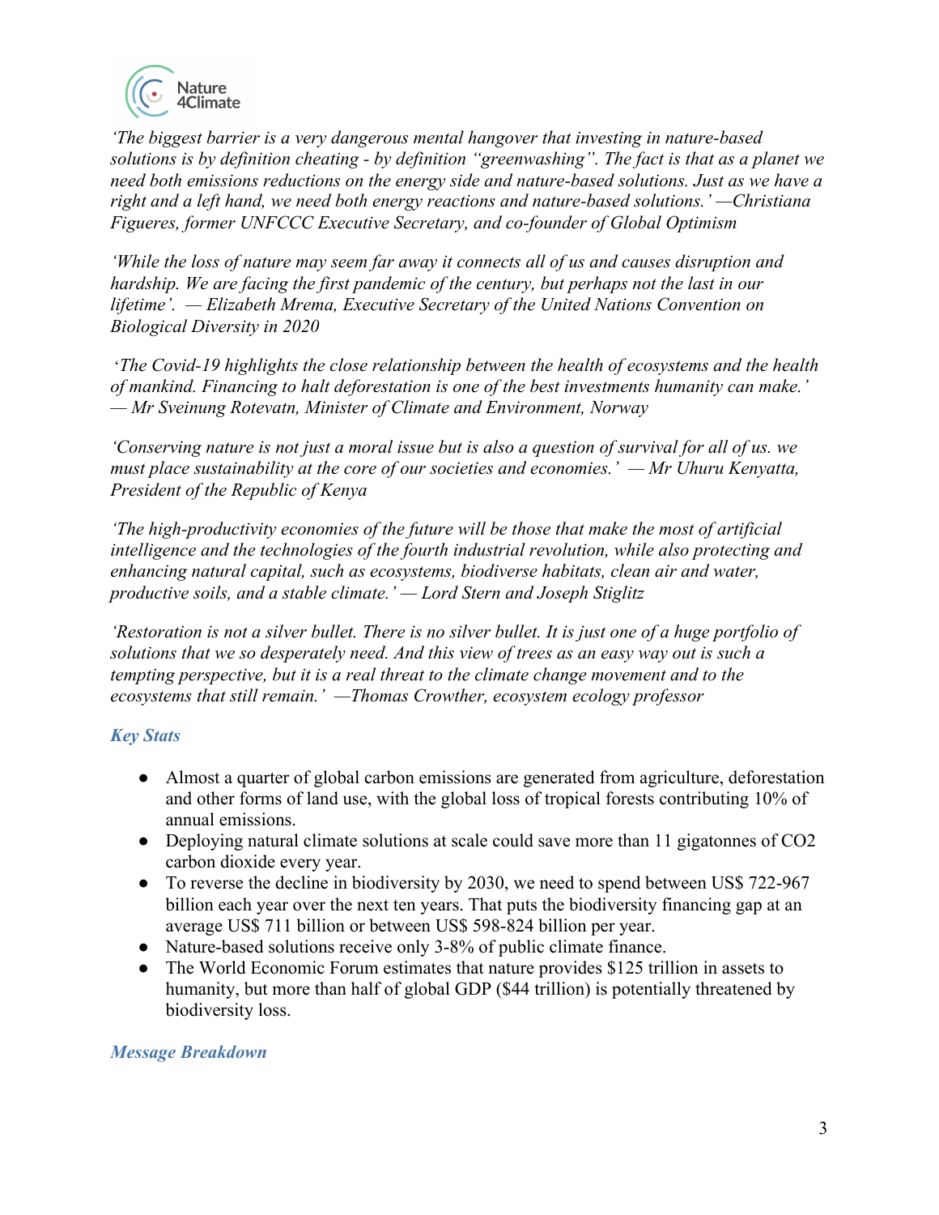*'The biggest barrier is a very dangerous mental hangover that investing in nature-based solutions is by definition cheating - by definition "greenwashing". The fact is that as a planet we need both emissions reductions on the energy side and nature-based solutions. Just as we have a right and a left hand, we need both energy reactions and nature-based solutions.' —Christiana Figueres, former UNFCCC Executive Secretary, and co-founder of Global Optimism*

*'While the loss of nature may seem far away it connects all of us and causes disruption and hardship. We are facing the first pandemic of the century, but perhaps not the last in our lifetime'. — Elizabeth Mrema, Executive Secretary of the United Nations Convention on Biological Diversity in 2020*

*'The Covid-19 highlights the close relationship between the health of ecosystems and the health of mankind. Financing to halt deforestation is one of the best investments humanity can make.' — Mr Sveinung Rotevatn, Minister of Climate and Environment, Norway*

*'Conserving nature is not just a moral issue but is also a question of survival for all of us. we must place sustainability at the core of our societies and economies.' — Mr Uhuru Kenyatta, President of the Republic of Kenya*

*'The high-productivity economies of the future will be those that make the most of artificial intelligence and the technologies of the fourth industrial revolution, while also protecting and enhancing natural capital, such as ecosystems, biodiverse habitats, clean air and water, productive soils, and a stable climate.' — Lord Stern and Joseph Stiglitz*

*'Restoration is not a silver bullet. There is no silver bullet. It is just one of a huge portfolio of solutions that we so desperately need. And this view of trees as an easy way out is such a tempting perspective, but it is a real threat to the climate change movement and to the ecosystems that still remain.' —Thomas Crowther, ecosystem ecology professor*

### *Key Stats*

- Almost a quarter of global carbon emissions are generated from agriculture, deforestation and other forms of land use, with the global loss of tropical forests contributing 10% of annual emissions.
- Deploying natural climate solutions at scale could save more than 11 gigatonnes of $CO_2$ carbon dioxide every year.
- To reverse the decline in biodiversity by 2030, we need to spend between US$ 722-967 billion each year over the next ten years. That puts the biodiversity financing gap at an average US$ 711 billion or between US$ 598-824 billion per year.
- Nature-based solutions receive only 3-8% of public climate finance.
- The World Economic Forum estimates that nature provides $125 trillion in assets to humanity, but more than half of global GDP ($44 trillion) is potentially threatened by biodiversity loss.

### *Message Breakdown*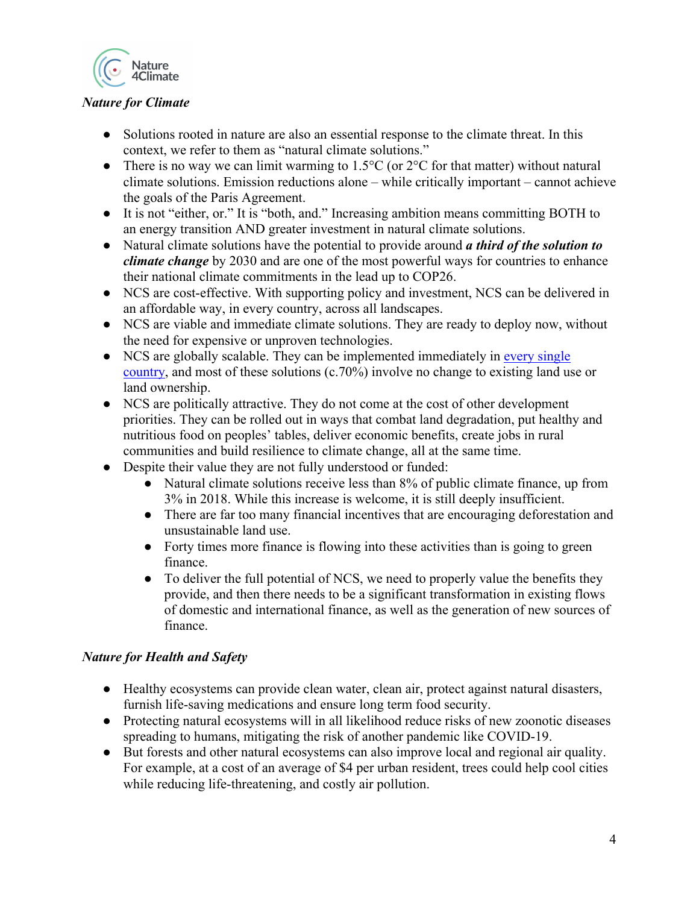*Nature for Climate*

- Solutions rooted in nature are also an essential response to the climate threat. In this context, we refer to them as "natural climate solutions."
- There is no way we can limit warming to 1.5°C (or 2°C for that matter) without natural climate solutions. Emission reductions alone – while critically important – cannot achieve the goals of the Paris Agreement.
- It is not "either, or." It is "both, and." Increasing ambition means committing BOTH to an energy transition AND greater investment in natural climate solutions.
- Natural climate solutions have the potential to provide around ***a third of the solution to climate change*** by 2030 and are one of the most powerful ways for countries to enhance their national climate commitments in the lead up to COP26.
- NCS are cost-effective. With supporting policy and investment, NCS can be delivered in an affordable way, in every country, across all landscapes.
- NCS are viable and immediate climate solutions. They are ready to deploy now, without the need for expensive or unproven technologies.
- NCS are globally scalable. They can be implemented immediately in every single country, and most of these solutions (c.70%) involve no change to existing land use or land ownership.
- NCS are politically attractive. They do not come at the cost of other development priorities. They can be rolled out in ways that combat land degradation, put healthy and nutritious food on peoples' tables, deliver economic benefits, create jobs in rural communities and build resilience to climate change, all at the same time.
- Despite their value they are not fully understood or funded:
  - Natural climate solutions receive less than 8% of public climate finance, up from 3% in 2018. While this increase is welcome, it is still deeply insufficient.
  - There are far too many financial incentives that are encouraging deforestation and unsustainable land use.
  - Forty times more finance is flowing into these activities than is going to green finance.
  - To deliver the full potential of NCS, we need to properly value the benefits they provide, and then there needs to be a significant transformation in existing flows of domestic and international finance, as well as the generation of new sources of finance.

*Nature for Health and Safety*

- Healthy ecosystems can provide clean water, clean air, protect against natural disasters, furnish life-saving medications and ensure long term food security.
- Protecting natural ecosystems will in all likelihood reduce risks of new zoonotic diseases spreading to humans, mitigating the risk of another pandemic like COVID-19.
- But forests and other natural ecosystems can also improve local and regional air quality. For example, at a cost of an average of $4 per urban resident, trees could help cool cities while reducing life-threatening, and costly air pollution.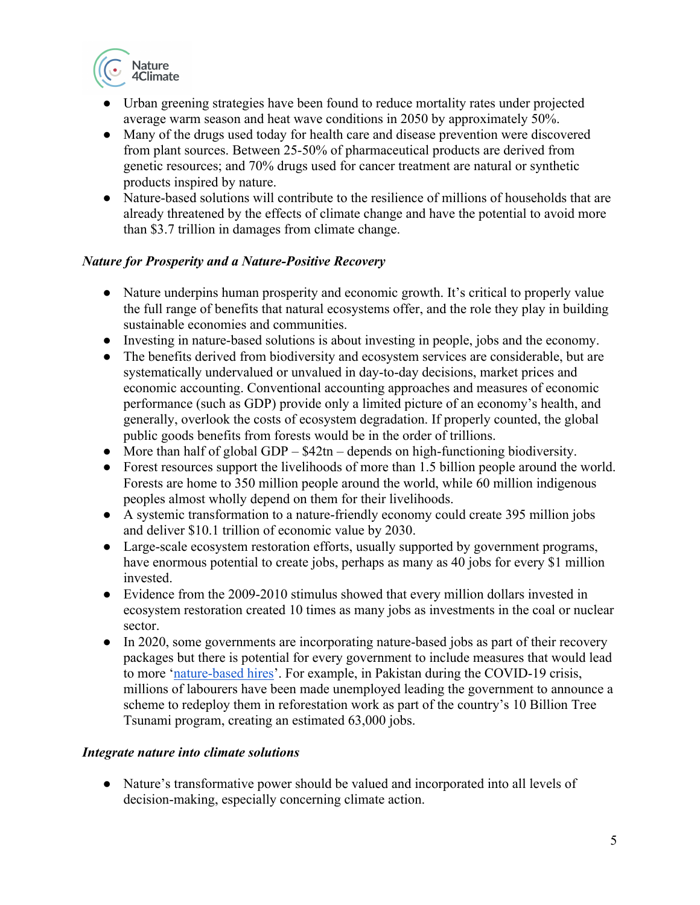- Urban greening strategies have been found to reduce mortality rates under projected average warm season and heat wave conditions in 2050 by approximately 50%.
- Many of the drugs used today for health care and disease prevention were discovered from plant sources. Between 25-50% of pharmaceutical products are derived from genetic resources; and 70% drugs used for cancer treatment are natural or synthetic products inspired by nature.
- Nature-based solutions will contribute to the resilience of millions of households that are already threatened by the effects of climate change and have the potential to avoid more than $3.7 trillion in damages from climate change.

*Nature for Prosperity and a Nature-Positive Recovery*

- Nature underpins human prosperity and economic growth. It's critical to properly value the full range of benefits that natural ecosystems offer, and the role they play in building sustainable economies and communities.
- Investing in nature-based solutions is about investing in people, jobs and the economy.
- The benefits derived from biodiversity and ecosystem services are considerable, but are systematically undervalued or unvalued in day-to-day decisions, market prices and economic accounting. Conventional accounting approaches and measures of economic performance (such as GDP) provide only a limited picture of an economy's health, and generally, overlook the costs of ecosystem degradation. If properly counted, the global public goods benefits from forests would be in the order of trillions.
- More than half of global GDP – $42tn – depends on high-functioning biodiversity.
- Forest resources support the livelihoods of more than 1.5 billion people around the world. Forests are home to 350 million people around the world, while 60 million indigenous peoples almost wholly depend on them for their livelihoods.
- A systemic transformation to a nature-friendly economy could create 395 million jobs and deliver $10.1 trillion of economic value by 2030.
- Large-scale ecosystem restoration efforts, usually supported by government programs, have enormous potential to create jobs, perhaps as many as 40 jobs for every $1 million invested.
- Evidence from the 2009-2010 stimulus showed that every million dollars invested in ecosystem restoration created 10 times as many jobs as investments in the coal or nuclear sector.
- In 2020, some governments are incorporating nature-based jobs as part of their recovery packages but there is potential for every government to include measures that would lead to more 'nature-based hires'. For example, in Pakistan during the COVID-19 crisis, millions of labourers have been made unemployed leading the government to announce a scheme to redeploy them in reforestation work as part of the country's 10 Billion Tree Tsunami program, creating an estimated 63,000 jobs.

*Integrate nature into climate solutions*

- Nature's transformative power should be valued and incorporated into all levels of decision-making, especially concerning climate action.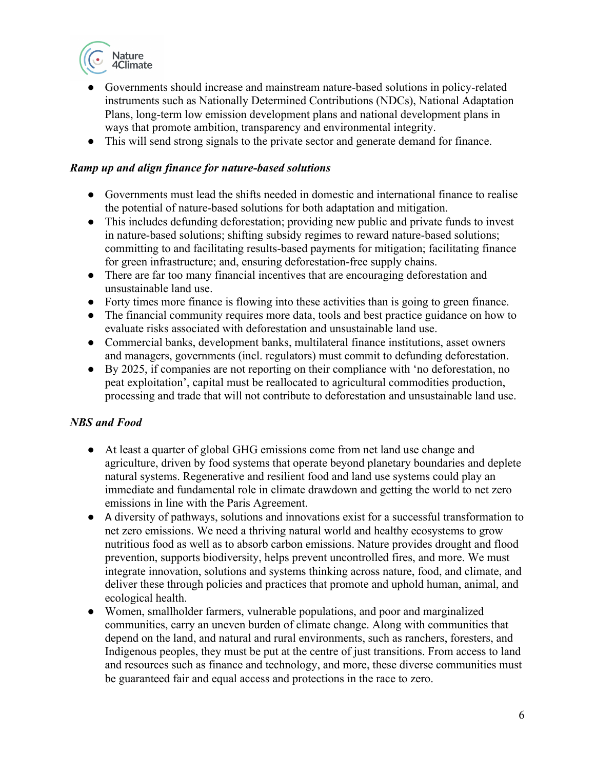- Governments should increase and mainstream nature-based solutions in policy-related instruments such as Nationally Determined Contributions (NDCs), National Adaptation Plans, long-term low emission development plans and national development plans in ways that promote ambition, transparency and environmental integrity.
- This will send strong signals to the private sector and generate demand for finance.

*Ramp up and align finance for nature-based solutions*

- Governments must lead the shifts needed in domestic and international finance to realise the potential of nature-based solutions for both adaptation and mitigation.
- This includes defunding deforestation; providing new public and private funds to invest in nature-based solutions; shifting subsidy regimes to reward nature-based solutions; committing to and facilitating results-based payments for mitigation; facilitating finance for green infrastructure; and, ensuring deforestation-free supply chains.
- There are far too many financial incentives that are encouraging deforestation and unsustainable land use.
- Forty times more finance is flowing into these activities than is going to green finance.
- The financial community requires more data, tools and best practice guidance on how to evaluate risks associated with deforestation and unsustainable land use.
- Commercial banks, development banks, multilateral finance institutions, asset owners and managers, governments (incl. regulators) must commit to defunding deforestation.
- By 2025, if companies are not reporting on their compliance with 'no deforestation, no peat exploitation', capital must be reallocated to agricultural commodities production, processing and trade that will not contribute to deforestation and unsustainable land use.

*NBS and Food*

- At least a quarter of global GHG emissions come from net land use change and agriculture, driven by food systems that operate beyond planetary boundaries and deplete natural systems. Regenerative and resilient food and land use systems could play an immediate and fundamental role in climate drawdown and getting the world to net zero emissions in line with the Paris Agreement.
- A diversity of pathways, solutions and innovations exist for a successful transformation to net zero emissions. We need a thriving natural world and healthy ecosystems to grow nutritious food as well as to absorb carbon emissions. Nature provides drought and flood prevention, supports biodiversity, helps prevent uncontrolled fires, and more. We must integrate innovation, solutions and systems thinking across nature, food, and climate, and deliver these through policies and practices that promote and uphold human, animal, and ecological health.
- Women, smallholder farmers, vulnerable populations, and poor and marginalized communities, carry an uneven burden of climate change. Along with communities that depend on the land, and natural and rural environments, such as ranchers, foresters, and Indigenous peoples, they must be put at the centre of just transitions. From access to land and resources such as finance and technology, and more, these diverse communities must be guaranteed fair and equal access and protections in the race to zero.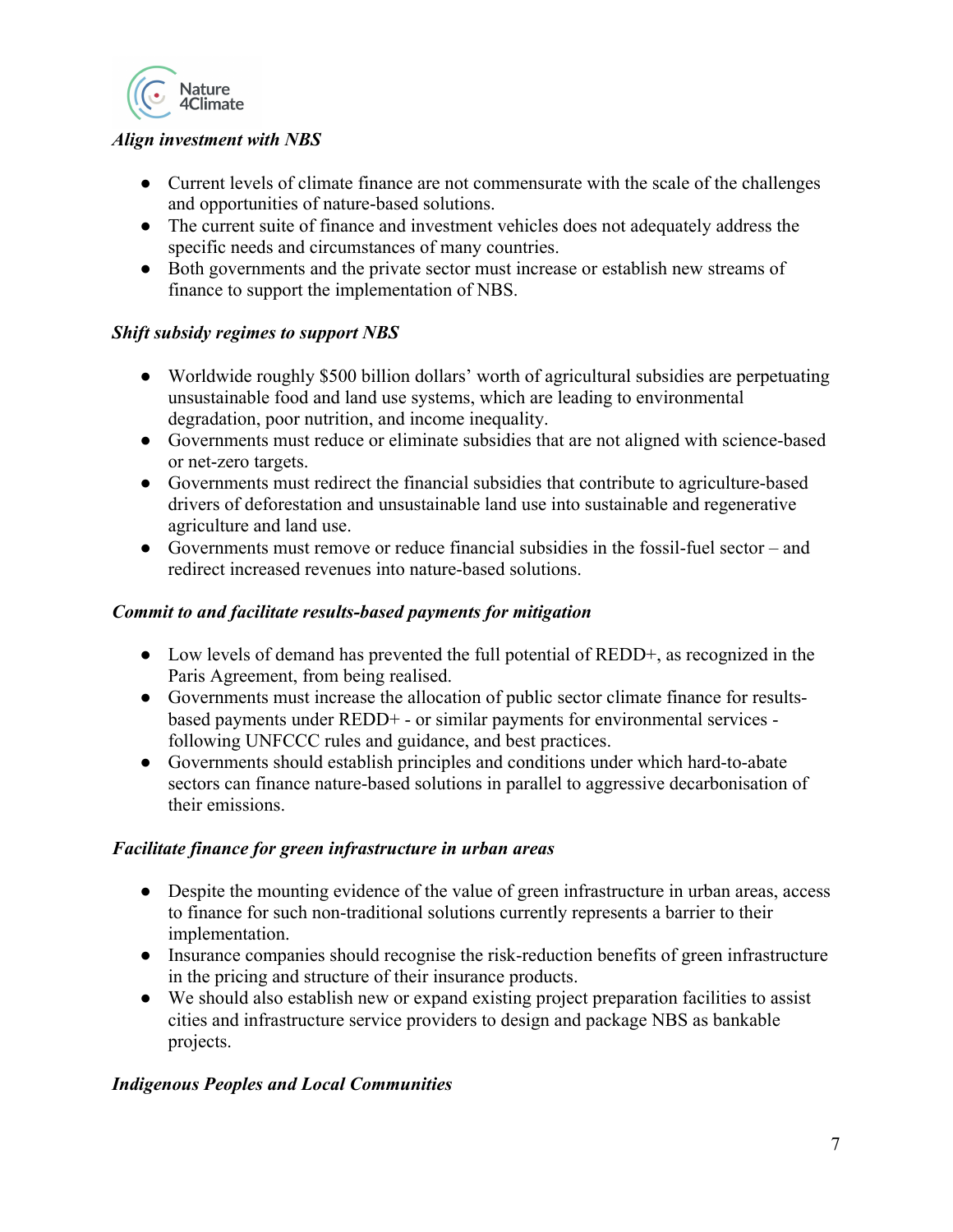*Align investment with NBS*

- Current levels of climate finance are not commensurate with the scale of the challenges and opportunities of nature-based solutions.
- The current suite of finance and investment vehicles does not adequately address the specific needs and circumstances of many countries.
- Both governments and the private sector must increase or establish new streams of finance to support the implementation of NBS.

*Shift subsidy regimes to support NBS*

- Worldwide roughly $500 billion dollars' worth of agricultural subsidies are perpetuating unsustainable food and land use systems, which are leading to environmental degradation, poor nutrition, and income inequality.
- Governments must reduce or eliminate subsidies that are not aligned with science-based or net-zero targets.
- Governments must redirect the financial subsidies that contribute to agriculture-based drivers of deforestation and unsustainable land use into sustainable and regenerative agriculture and land use.
- Governments must remove or reduce financial subsidies in the fossil-fuel sector – and redirect increased revenues into nature-based solutions.

*Commit to and facilitate results-based payments for mitigation*

- Low levels of demand has prevented the full potential of REDD+, as recognized in the Paris Agreement, from being realised.
- Governments must increase the allocation of public sector climate finance for results-based payments under REDD+ - or similar payments for environmental services - following UNFCCC rules and guidance, and best practices.
- Governments should establish principles and conditions under which hard-to-abate sectors can finance nature-based solutions in parallel to aggressive decarbonisation of their emissions.

*Facilitate finance for green infrastructure in urban areas*

- Despite the mounting evidence of the value of green infrastructure in urban areas, access to finance for such non-traditional solutions currently represents a barrier to their implementation.
- Insurance companies should recognise the risk-reduction benefits of green infrastructure in the pricing and structure of their insurance products.
- We should also establish new or expand existing project preparation facilities to assist cities and infrastructure service providers to design and package NBS as bankable projects.

*Indigenous Peoples and Local Communities*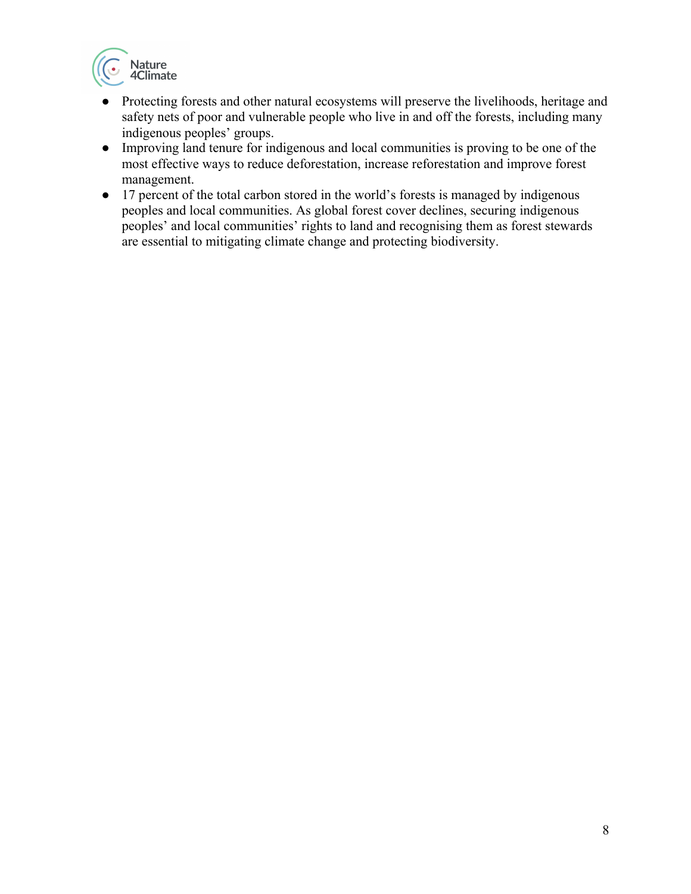- Protecting forests and other natural ecosystems will preserve the livelihoods, heritage and safety nets of poor and vulnerable people who live in and off the forests, including many indigenous peoples' groups.
- Improving land tenure for indigenous and local communities is proving to be one of the most effective ways to reduce deforestation, increase reforestation and improve forest management.
- 17 percent of the total carbon stored in the world's forests is managed by indigenous peoples and local communities. As global forest cover declines, securing indigenous peoples' and local communities' rights to land and recognising them as forest stewards are essential to mitigating climate change and protecting biodiversity.